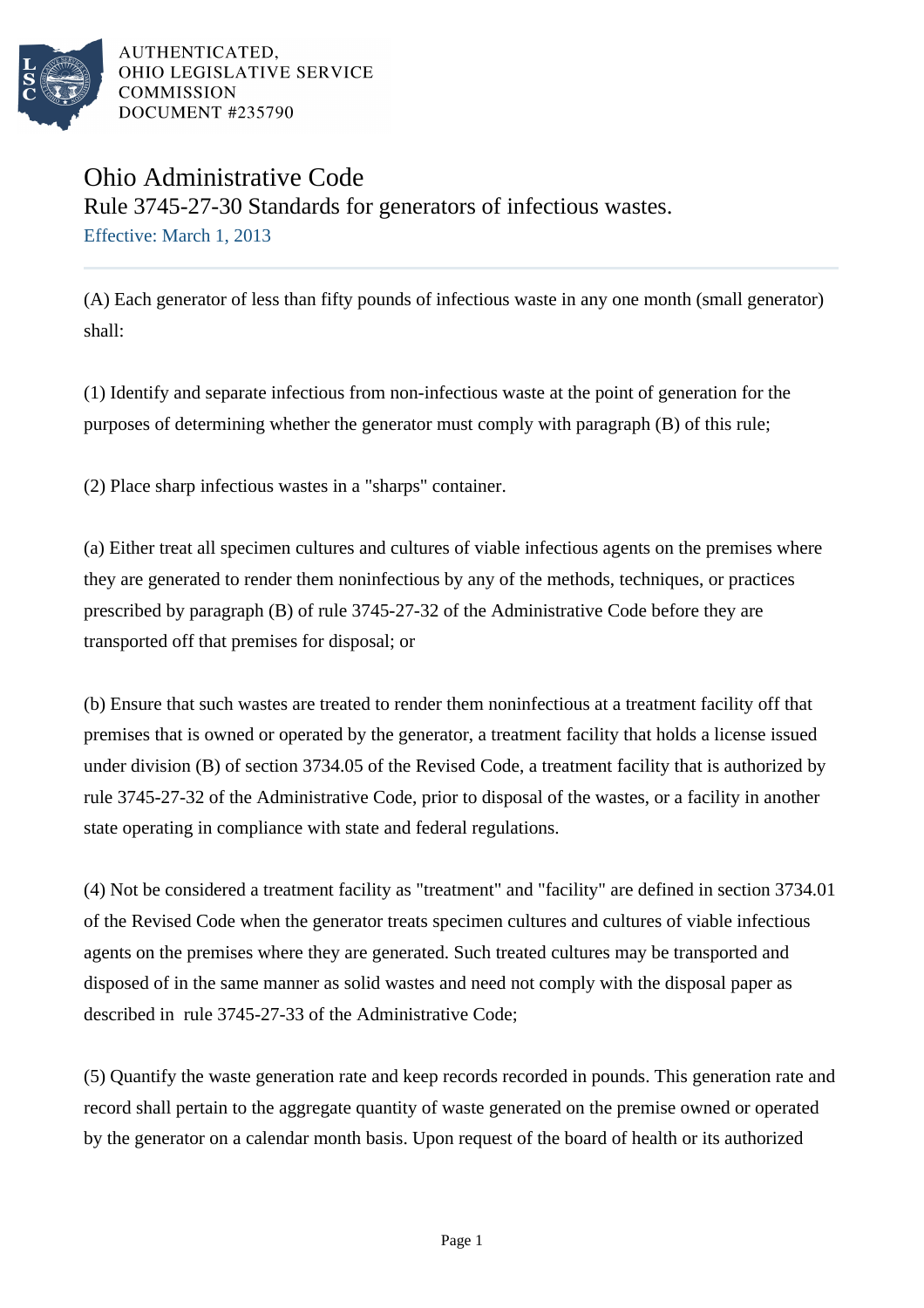AUTHENTICATED,
OHIO LEGISLATIVE SERVICE
COMMISSION
DOCUMENT #235790

# Ohio Administrative Code

## Rule 3745-27-30 Standards for generators of infectious wastes.

Effective: March 1, 2013

(A) Each generator of less than fifty pounds of infectious waste in any one month (small generator) shall:

(1) Identify and separate infectious from non-infectious waste at the point of generation for the purposes of determining whether the generator must comply with paragraph (B) of this rule;

(2) Place sharp infectious wastes in a "sharps" container.

(a) Either treat all specimen cultures and cultures of viable infectious agents on the premises where they are generated to render them noninfectious by any of the methods, techniques, or practices prescribed by paragraph (B) of rule 3745-27-32 of the Administrative Code before they are transported off that premises for disposal; or

(b) Ensure that such wastes are treated to render them noninfectious at a treatment facility off that premises that is owned or operated by the generator, a treatment facility that holds a license issued under division (B) of section 3734.05 of the Revised Code, a treatment facility that is authorized by rule 3745-27-32 of the Administrative Code, prior to disposal of the wastes, or a facility in another state operating in compliance with state and federal regulations.

(4) Not be considered a treatment facility as "treatment" and "facility" are defined in section 3734.01 of the Revised Code when the generator treats specimen cultures and cultures of viable infectious agents on the premises where they are generated. Such treated cultures may be transported and disposed of in the same manner as solid wastes and need not comply with the disposal paper as described in rule 3745-27-33 of the Administrative Code;

(5) Quantify the waste generation rate and keep records recorded in pounds. This generation rate and record shall pertain to the aggregate quantity of waste generated on the premise owned or operated by the generator on a calendar month basis. Upon request of the board of health or its authorized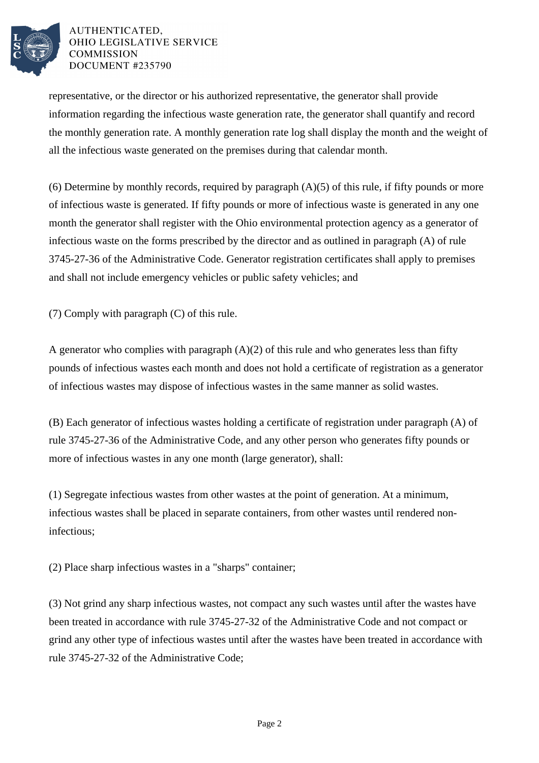representative, or the director or his authorized representative, the generator shall provide information regarding the infectious waste generation rate, the generator shall quantify and record the monthly generation rate. A monthly generation rate log shall display the month and the weight of all the infectious waste generated on the premises during that calendar month.

(6) Determine by monthly records, required by paragraph (A)(5) of this rule, if fifty pounds or more of infectious waste is generated. If fifty pounds or more of infectious waste is generated in any one month the generator shall register with the Ohio environmental protection agency as a generator of infectious waste on the forms prescribed by the director and as outlined in paragraph (A) of rule 3745-27-36 of the Administrative Code. Generator registration certificates shall apply to premises and shall not include emergency vehicles or public safety vehicles; and

(7) Comply with paragraph (C) of this rule.

A generator who complies with paragraph (A)(2) of this rule and who generates less than fifty pounds of infectious wastes each month and does not hold a certificate of registration as a generator of infectious wastes may dispose of infectious wastes in the same manner as solid wastes.

(B) Each generator of infectious wastes holding a certificate of registration under paragraph (A) of rule 3745-27-36 of the Administrative Code, and any other person who generates fifty pounds or more of infectious wastes in any one month (large generator), shall:

(1) Segregate infectious wastes from other wastes at the point of generation. At a minimum, infectious wastes shall be placed in separate containers, from other wastes until rendered non-infectious;

(2) Place sharp infectious wastes in a "sharps" container;

(3) Not grind any sharp infectious wastes, not compact any such wastes until after the wastes have been treated in accordance with rule 3745-27-32 of the Administrative Code and not compact or grind any other type of infectious wastes until after the wastes have been treated in accordance with rule 3745-27-32 of the Administrative Code;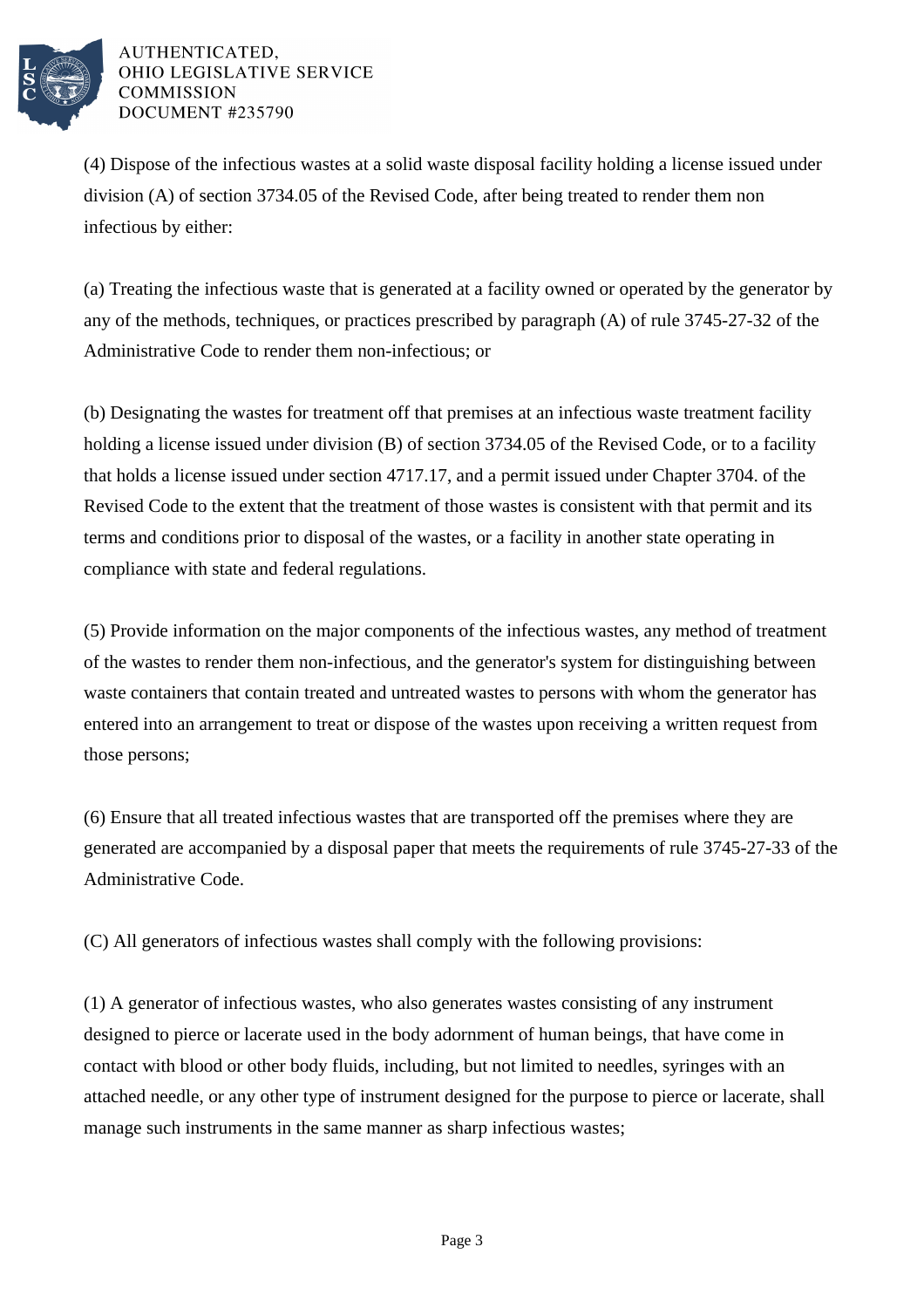(4) Dispose of the infectious wastes at a solid waste disposal facility holding a license issued under division (A) of section 3734.05 of the Revised Code, after being treated to render them non infectious by either:

(a) Treating the infectious waste that is generated at a facility owned or operated by the generator by any of the methods, techniques, or practices prescribed by paragraph (A) of rule 3745-27-32 of the Administrative Code to render them non-infectious; or

(b) Designating the wastes for treatment off that premises at an infectious waste treatment facility holding a license issued under division (B) of section 3734.05 of the Revised Code, or to a facility that holds a license issued under section 4717.17, and a permit issued under Chapter 3704. of the Revised Code to the extent that the treatment of those wastes is consistent with that permit and its terms and conditions prior to disposal of the wastes, or a facility in another state operating in compliance with state and federal regulations.

(5) Provide information on the major components of the infectious wastes, any method of treatment of the wastes to render them non-infectious, and the generator's system for distinguishing between waste containers that contain treated and untreated wastes to persons with whom the generator has entered into an arrangement to treat or dispose of the wastes upon receiving a written request from those persons;

(6) Ensure that all treated infectious wastes that are transported off the premises where they are generated are accompanied by a disposal paper that meets the requirements of rule 3745-27-33 of the Administrative Code.

(C) All generators of infectious wastes shall comply with the following provisions:

(1) A generator of infectious wastes, who also generates wastes consisting of any instrument designed to pierce or lacerate used in the body adornment of human beings, that have come in contact with blood or other body fluids, including, but not limited to needles, syringes with an attached needle, or any other type of instrument designed for the purpose to pierce or lacerate, shall manage such instruments in the same manner as sharp infectious wastes;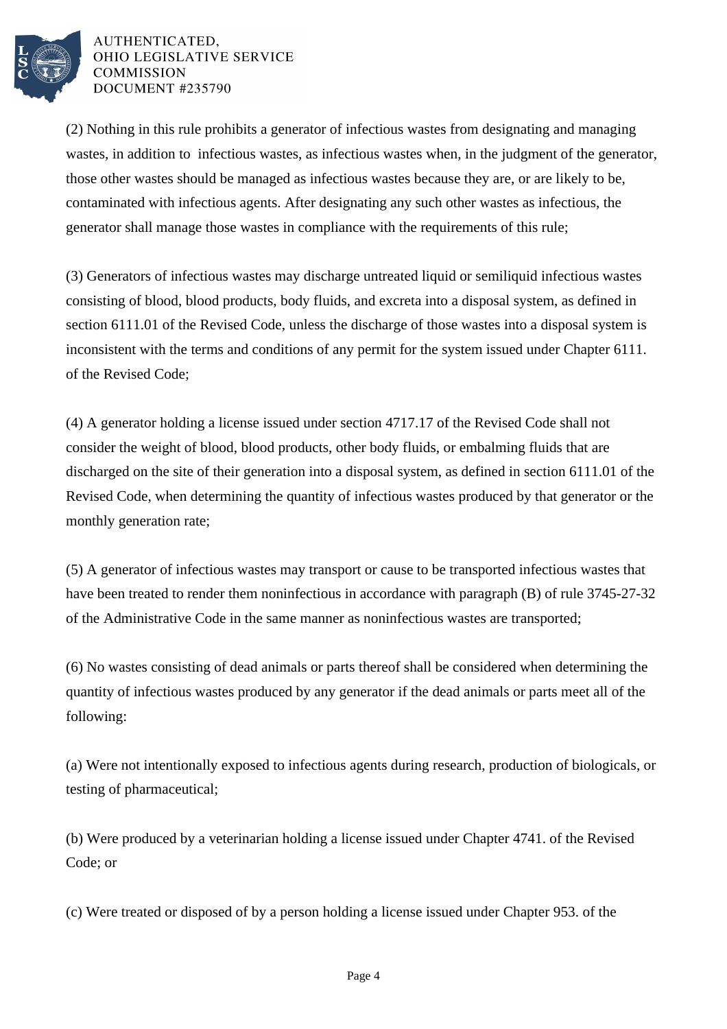(2) Nothing in this rule prohibits a generator of infectious wastes from designating and managing wastes, in addition to infectious wastes, as infectious wastes when, in the judgment of the generator, those other wastes should be managed as infectious wastes because they are, or are likely to be, contaminated with infectious agents. After designating any such other wastes as infectious, the generator shall manage those wastes in compliance with the requirements of this rule;

(3) Generators of infectious wastes may discharge untreated liquid or semiliquid infectious wastes consisting of blood, blood products, body fluids, and excreta into a disposal system, as defined in section 6111.01 of the Revised Code, unless the discharge of those wastes into a disposal system is inconsistent with the terms and conditions of any permit for the system issued under Chapter 6111. of the Revised Code;

(4) A generator holding a license issued under section 4717.17 of the Revised Code shall not consider the weight of blood, blood products, other body fluids, or embalming fluids that are discharged on the site of their generation into a disposal system, as defined in section 6111.01 of the Revised Code, when determining the quantity of infectious wastes produced by that generator or the monthly generation rate;

(5) A generator of infectious wastes may transport or cause to be transported infectious wastes that have been treated to render them noninfectious in accordance with paragraph (B) of rule 3745-27-32 of the Administrative Code in the same manner as noninfectious wastes are transported;

(6) No wastes consisting of dead animals or parts thereof shall be considered when determining the quantity of infectious wastes produced by any generator if the dead animals or parts meet all of the following:

(a) Were not intentionally exposed to infectious agents during research, production of biologicals, or testing of pharmaceutical;

(b) Were produced by a veterinarian holding a license issued under Chapter 4741. of the Revised Code; or

(c) Were treated or disposed of by a person holding a license issued under Chapter 953. of the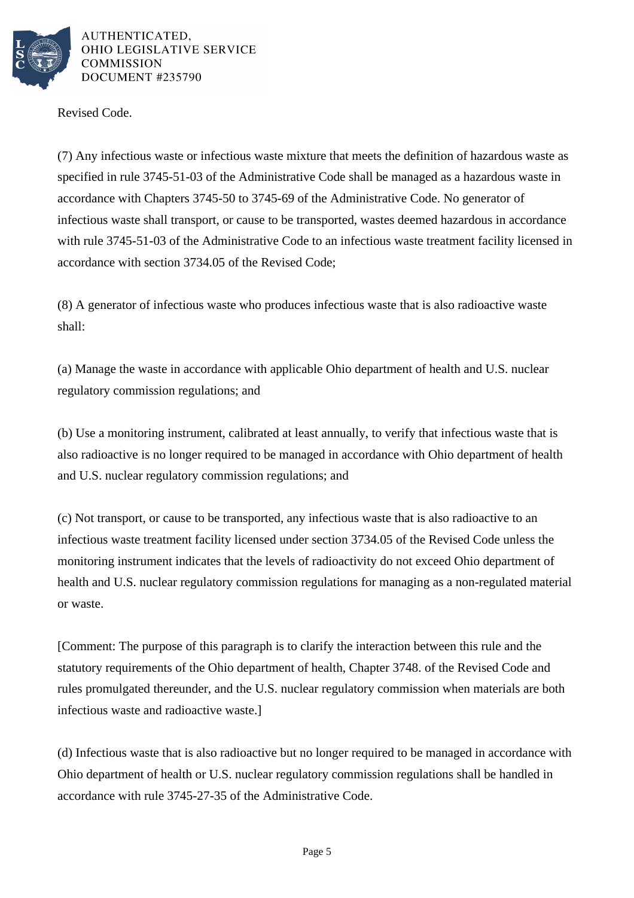Revised Code.

(7) Any infectious waste or infectious waste mixture that meets the definition of hazardous waste as specified in rule 3745-51-03 of the Administrative Code shall be managed as a hazardous waste in accordance with Chapters 3745-50 to 3745-69 of the Administrative Code. No generator of infectious waste shall transport, or cause to be transported, wastes deemed hazardous in accordance with rule 3745-51-03 of the Administrative Code to an infectious waste treatment facility licensed in accordance with section 3734.05 of the Revised Code;

(8) A generator of infectious waste who produces infectious waste that is also radioactive waste shall:

(a) Manage the waste in accordance with applicable Ohio department of health and U.S. nuclear regulatory commission regulations; and

(b) Use a monitoring instrument, calibrated at least annually, to verify that infectious waste that is also radioactive is no longer required to be managed in accordance with Ohio department of health and U.S. nuclear regulatory commission regulations; and

(c) Not transport, or cause to be transported, any infectious waste that is also radioactive to an infectious waste treatment facility licensed under section 3734.05 of the Revised Code unless the monitoring instrument indicates that the levels of radioactivity do not exceed Ohio department of health and U.S. nuclear regulatory commission regulations for managing as a non-regulated material or waste.

[Comment: The purpose of this paragraph is to clarify the interaction between this rule and the statutory requirements of the Ohio department of health, Chapter 3748. of the Revised Code and rules promulgated thereunder, and the U.S. nuclear regulatory commission when materials are both infectious waste and radioactive waste.]

(d) Infectious waste that is also radioactive but no longer required to be managed in accordance with Ohio department of health or U.S. nuclear regulatory commission regulations shall be handled in accordance with rule 3745-27-35 of the Administrative Code.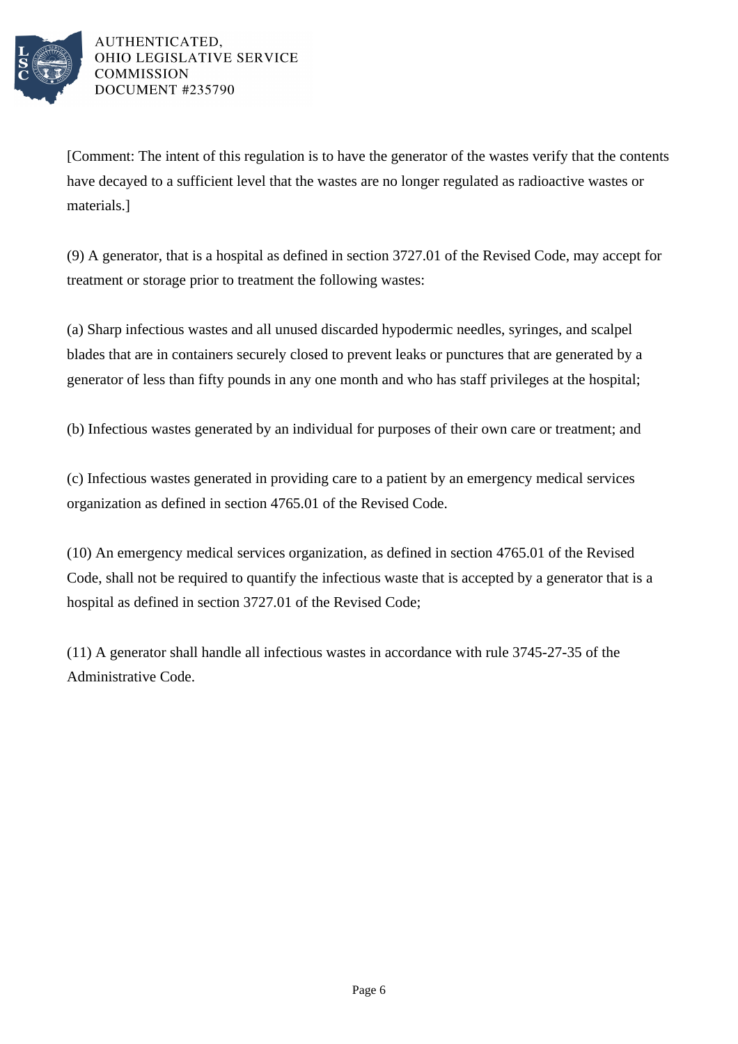[Comment: The intent of this regulation is to have the generator of the wastes verify that the contents have decayed to a sufficient level that the wastes are no longer regulated as radioactive wastes or materials.]

(9) A generator, that is a hospital as defined in section 3727.01 of the Revised Code, may accept for treatment or storage prior to treatment the following wastes:

(a) Sharp infectious wastes and all unused discarded hypodermic needles, syringes, and scalpel blades that are in containers securely closed to prevent leaks or punctures that are generated by a generator of less than fifty pounds in any one month and who has staff privileges at the hospital;

(b) Infectious wastes generated by an individual for purposes of their own care or treatment; and

(c) Infectious wastes generated in providing care to a patient by an emergency medical services organization as defined in section 4765.01 of the Revised Code.

(10) An emergency medical services organization, as defined in section 4765.01 of the Revised Code, shall not be required to quantify the infectious waste that is accepted by a generator that is a hospital as defined in section 3727.01 of the Revised Code;

(11) A generator shall handle all infectious wastes in accordance with rule 3745-27-35 of the Administrative Code.